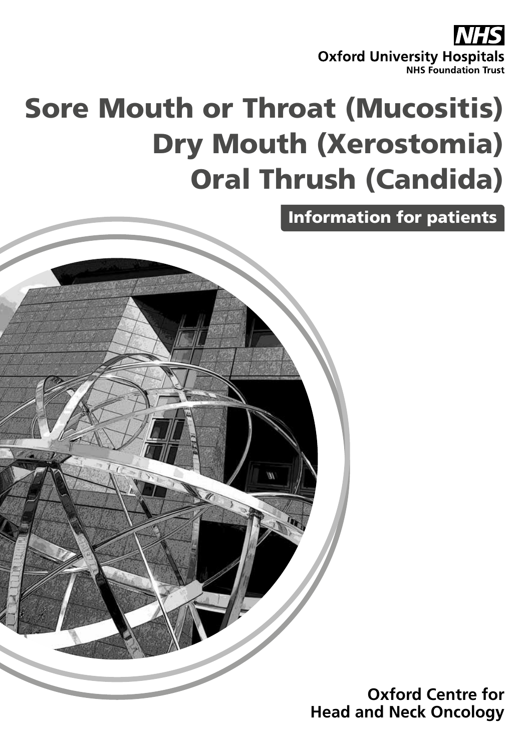NHS

Oxford University Hospitals
NHS Foundation Trust

# Sore Mouth or Throat (Mucositis)
# Dry Mouth (Xerostomia)
# Oral Thrush (Candida)

**Information for patients**

**Oxford Centre for Head and Neck Oncology**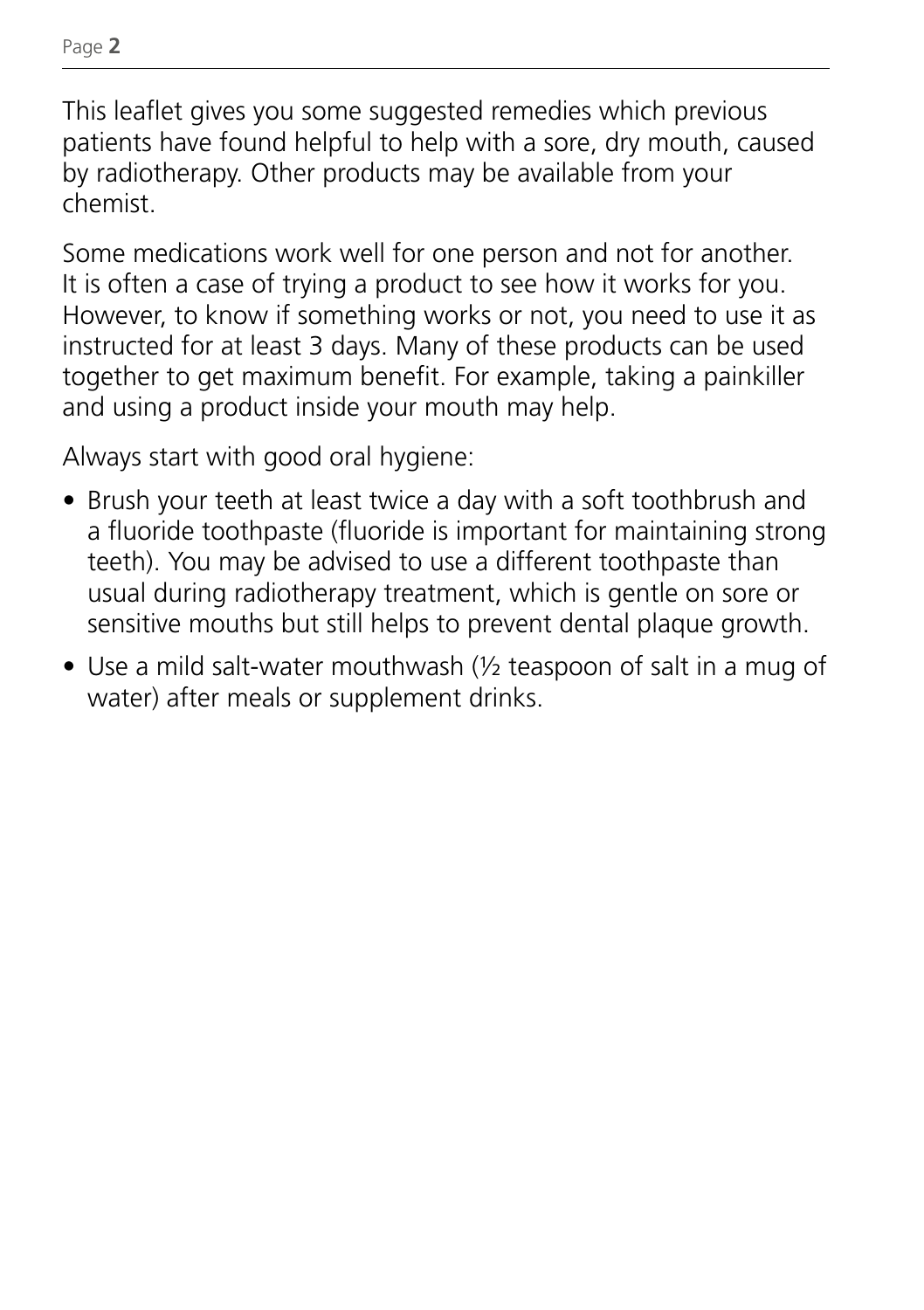This leaflet gives you some suggested remedies which previous patients have found helpful to help with a sore, dry mouth, caused by radiotherapy. Other products may be available from your chemist.

Some medications work well for one person and not for another. It is often a case of trying a product to see how it works for you. However, to know if something works or not, you need to use it as instructed for at least 3 days. Many of these products can be used together to get maximum benefit. For example, taking a painkiller and using a product inside your mouth may help.

Always start with good oral hygiene:

- Brush your teeth at least twice a day with a soft toothbrush and a fluoride toothpaste (fluoride is important for maintaining strong teeth). You may be advised to use a different toothpaste than usual during radiotherapy treatment, which is gentle on sore or sensitive mouths but still helps to prevent dental plaque growth.
- Use a mild salt-water mouthwash (½ teaspoon of salt in a mug of water) after meals or supplement drinks.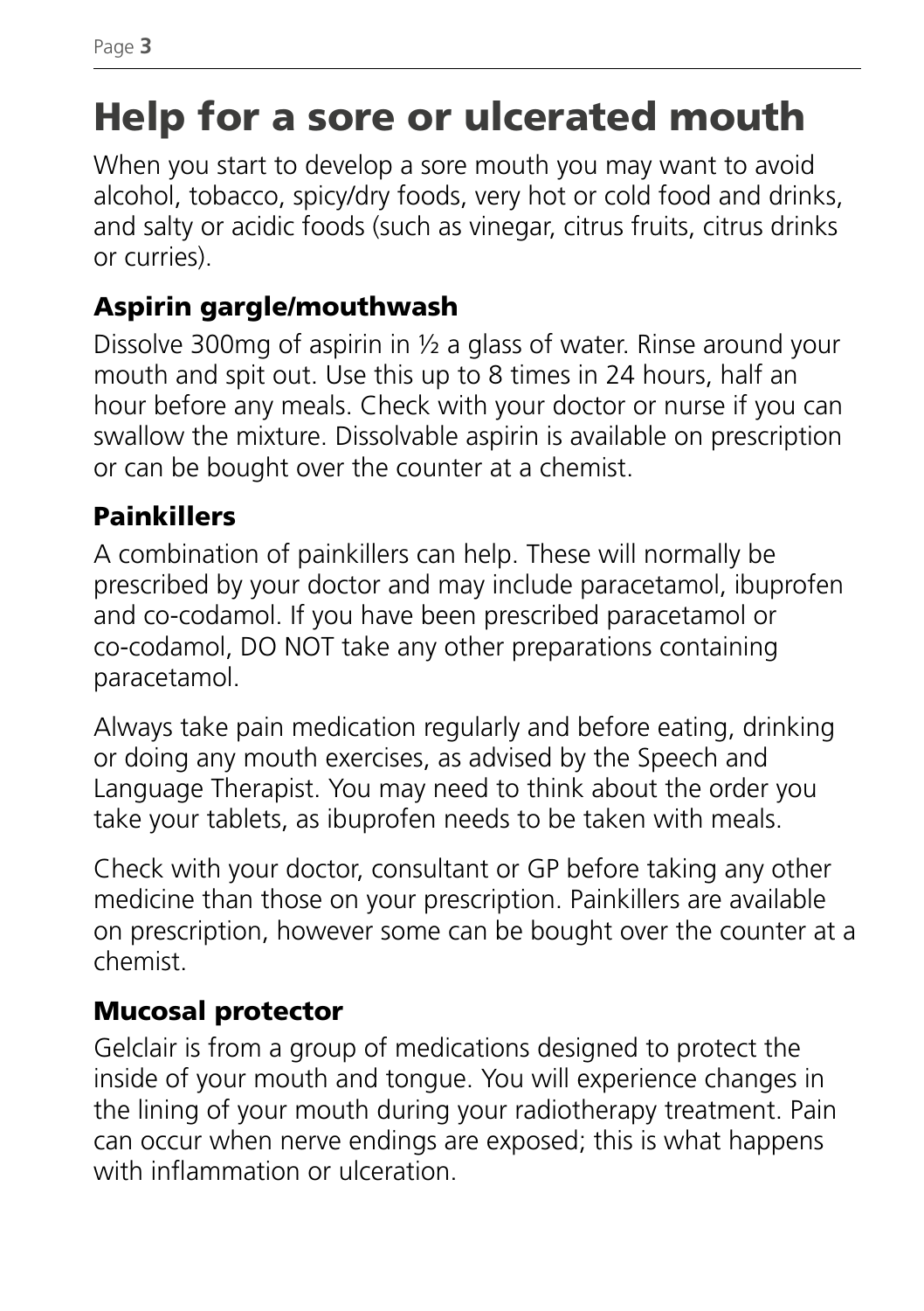# Help for a sore or ulcerated mouth

When you start to develop a sore mouth you may want to avoid alcohol, tobacco, spicy/dry foods, very hot or cold food and drinks, and salty or acidic foods (such as vinegar, citrus fruits, citrus drinks or curries).

## Aspirin gargle/mouthwash

Dissolve 300mg of aspirin in ½ a glass of water. Rinse around your mouth and spit out. Use this up to 8 times in 24 hours, half an hour before any meals. Check with your doctor or nurse if you can swallow the mixture. Dissolvable aspirin is available on prescription or can be bought over the counter at a chemist.

## Painkillers

A combination of painkillers can help. These will normally be prescribed by your doctor and may include paracetamol, ibuprofen and co-codamol. If you have been prescribed paracetamol or co-codamol, DO NOT take any other preparations containing paracetamol.

Always take pain medication regularly and before eating, drinking or doing any mouth exercises, as advised by the Speech and Language Therapist. You may need to think about the order you take your tablets, as ibuprofen needs to be taken with meals.

Check with your doctor, consultant or GP before taking any other medicine than those on your prescription. Painkillers are available on prescription, however some can be bought over the counter at a chemist.

## Mucosal protector

Gelclair is from a group of medications designed to protect the inside of your mouth and tongue. You will experience changes in the lining of your mouth during your radiotherapy treatment. Pain can occur when nerve endings are exposed; this is what happens with inflammation or ulceration.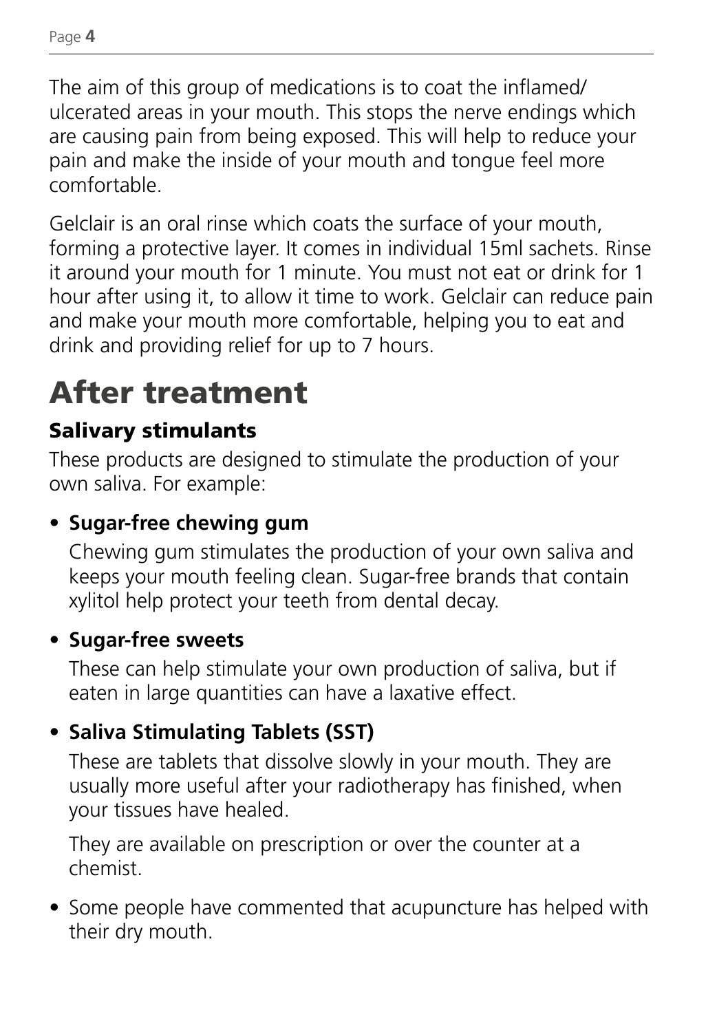The aim of this group of medications is to coat the inflamed/ ulcerated areas in your mouth. This stops the nerve endings which are causing pain from being exposed. This will help to reduce your pain and make the inside of your mouth and tongue feel more comfortable.

Gelclair is an oral rinse which coats the surface of your mouth, forming a protective layer. It comes in individual 15ml sachets. Rinse it around your mouth for 1 minute. You must not eat or drink for 1 hour after using it, to allow it time to work. Gelclair can reduce pain and make your mouth more comfortable, helping you to eat and drink and providing relief for up to 7 hours.

# After treatment

## Salivary stimulants

These products are designed to stimulate the production of your own saliva. For example:

- **Sugar-free chewing gum**

  Chewing gum stimulates the production of your own saliva and keeps your mouth feeling clean. Sugar-free brands that contain xylitol help protect your teeth from dental decay.

- **Sugar-free sweets**

  These can help stimulate your own production of saliva, but if eaten in large quantities can have a laxative effect.

- **Saliva Stimulating Tablets (SST)**

  These are tablets that dissolve slowly in your mouth. They are usually more useful after your radiotherapy has finished, when your tissues have healed.

  They are available on prescription or over the counter at a chemist.

- Some people have commented that acupuncture has helped with their dry mouth.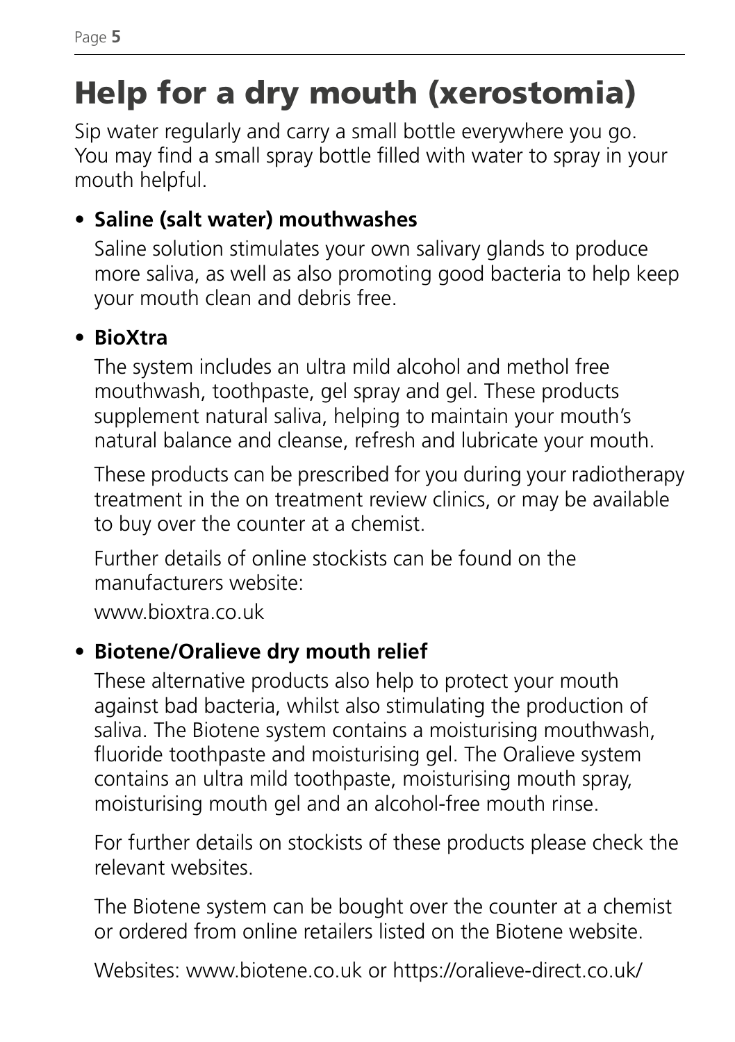# Help for a dry mouth (xerostomia)

Sip water regularly and carry a small bottle everywhere you go. You may find a small spray bottle filled with water to spray in your mouth helpful.

- **Saline (salt water) mouthwashes**

  Saline solution stimulates your own salivary glands to produce more saliva, as well as also promoting good bacteria to help keep your mouth clean and debris free.

- **BioXtra**

  The system includes an ultra mild alcohol and methol free mouthwash, toothpaste, gel spray and gel. These products supplement natural saliva, helping to maintain your mouth's natural balance and cleanse, refresh and lubricate your mouth.

  These products can be prescribed for you during your radiotherapy treatment in the on treatment review clinics, or may be available to buy over the counter at a chemist.

  Further details of online stockists can be found on the manufacturers website:
  www.bioxtra.co.uk

- **Biotene/Oralieve dry mouth relief**

  These alternative products also help to protect your mouth against bad bacteria, whilst also stimulating the production of saliva. The Biotene system contains a moisturising mouthwash, fluoride toothpaste and moisturising gel. The Oralieve system contains an ultra mild toothpaste, moisturising mouth spray, moisturising mouth gel and an alcohol-free mouth rinse.

  For further details on stockists of these products please check the relevant websites.

  The Biotene system can be bought over the counter at a chemist or ordered from online retailers listed on the Biotene website.

  Websites: www.biotene.co.uk or https://oralieve-direct.co.uk/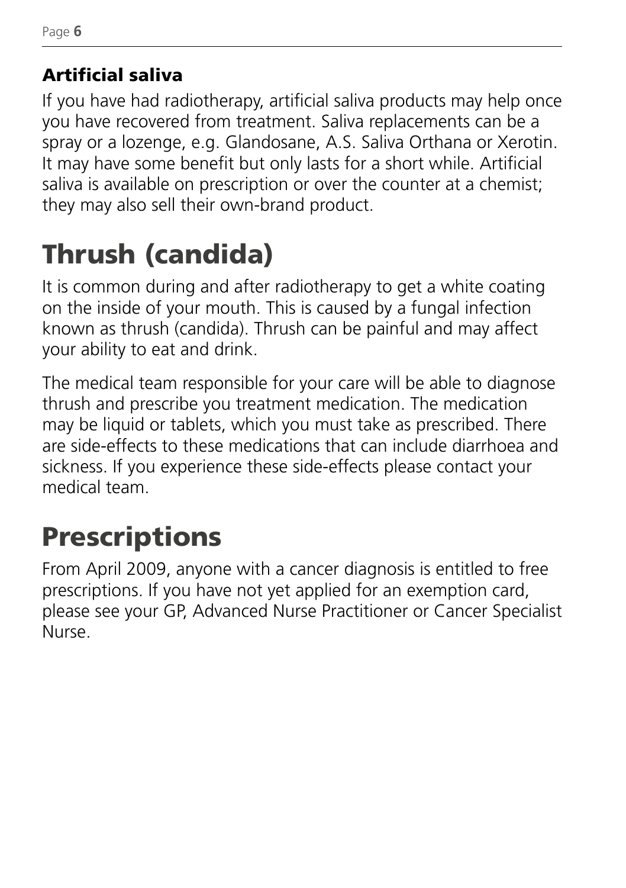### Artificial saliva

If you have had radiotherapy, artificial saliva products may help once you have recovered from treatment. Saliva replacements can be a spray or a lozenge, e.g. Glandosane, A.S. Saliva Orthana or Xerotin. It may have some benefit but only lasts for a short while. Artificial saliva is available on prescription or over the counter at a chemist; they may also sell their own-brand product.

## Thrush (candida)

It is common during and after radiotherapy to get a white coating on the inside of your mouth. This is caused by a fungal infection known as thrush (candida). Thrush can be painful and may affect your ability to eat and drink.

The medical team responsible for your care will be able to diagnose thrush and prescribe you treatment medication. The medication may be liquid or tablets, which you must take as prescribed. There are side-effects to these medications that can include diarrhoea and sickness. If you experience these side-effects please contact your medical team.

## Prescriptions

From April 2009, anyone with a cancer diagnosis is entitled to free prescriptions. If you have not yet applied for an exemption card, please see your GP, Advanced Nurse Practitioner or Cancer Specialist Nurse.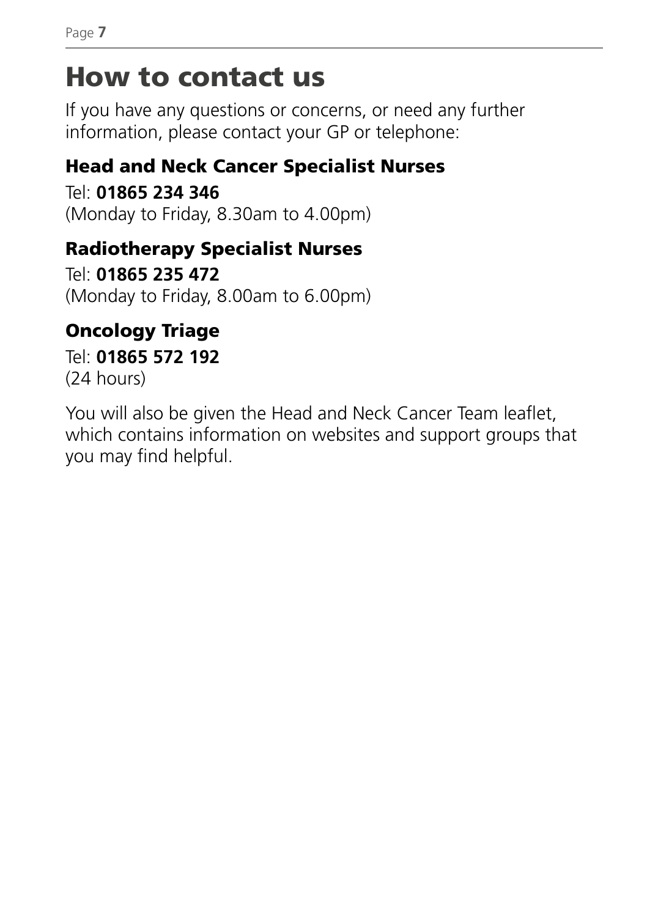# How to contact us

If you have any questions or concerns, or need any further information, please contact your GP or telephone:

### Head and Neck Cancer Specialist Nurses

Tel: **01865 234 346**
(Monday to Friday, 8.30am to 4.00pm)

### Radiotherapy Specialist Nurses

Tel: **01865 235 472**
(Monday to Friday, 8.00am to 6.00pm)

### Oncology Triage

Tel: **01865 572 192**
(24 hours)

You will also be given the Head and Neck Cancer Team leaflet, which contains information on websites and support groups that you may find helpful.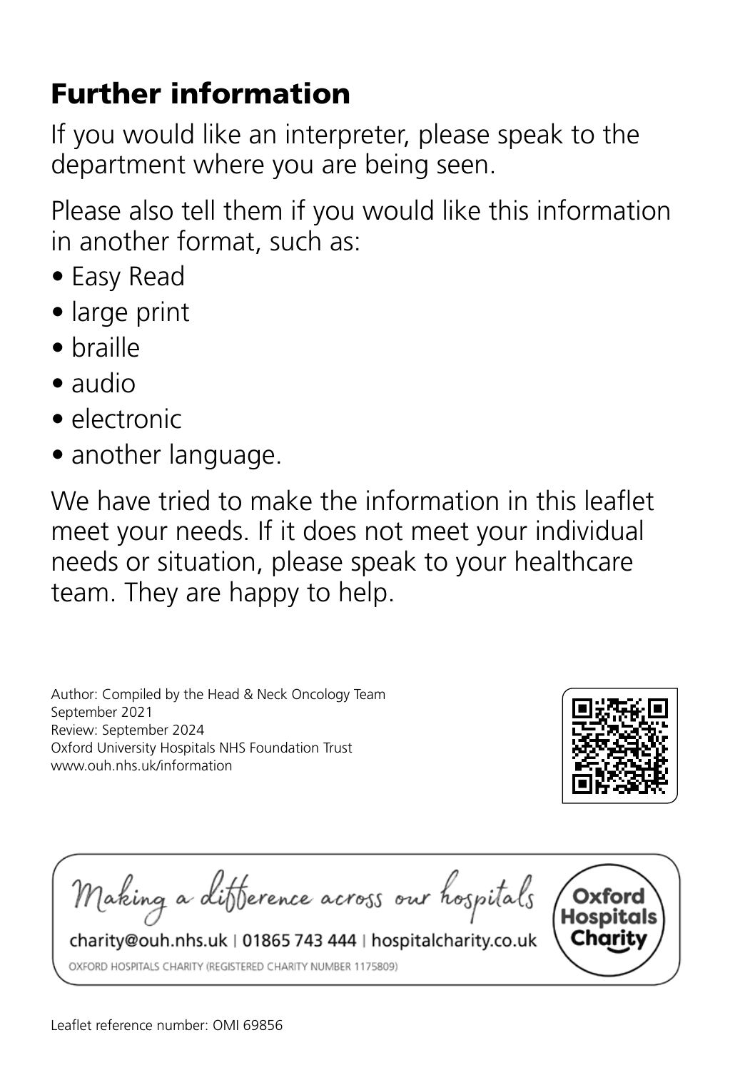## Further information

If you would like an interpreter, please speak to the department where you are being seen.

Please also tell them if you would like this information in another format, such as:

- Easy Read
- large print
- braille
- audio
- electronic
- another language.

We have tried to make the information in this leaflet meet your needs. If it does not meet your individual needs or situation, please speak to your healthcare team. They are happy to help.

Author: Compiled by the Head & Neck Oncology Team
September 2021
Review: September 2024
Oxford University Hospitals NHS Foundation Trust
www.ouh.nhs.uk/information

Making a difference across our hospitals

charity@ouh.nhs.uk | 01865 743 444 | hospitalcharity.co.uk

OXFORD HOSPITALS CHARITY (REGISTERED CHARITY NUMBER 1175809)

Oxford Hospitals Charity

Leaflet reference number: OMI 69856